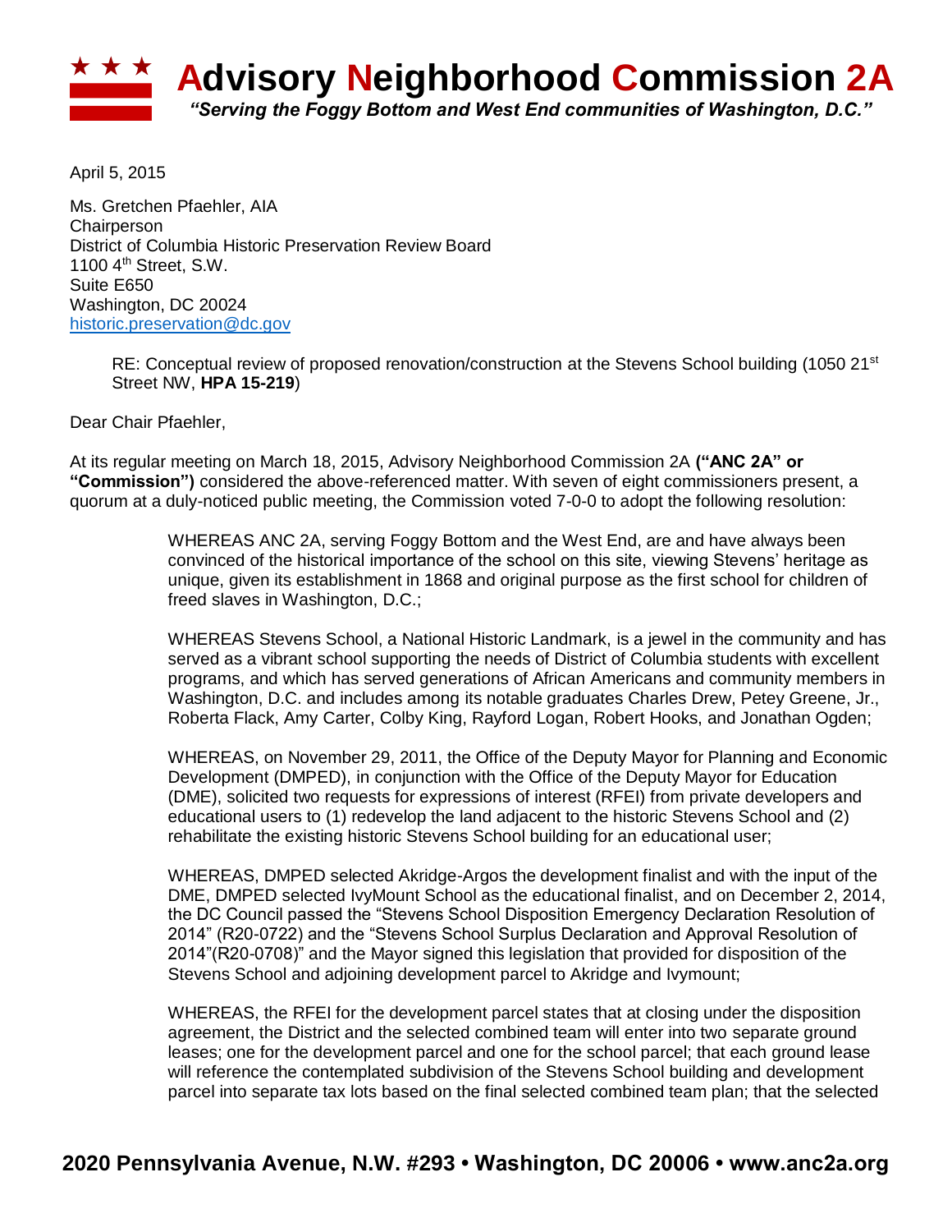# Advisory Neighborhood Commission 2A

*"Serving the Foggy Bottom and West End communities of Washington, D.C."*

April 5, 2015

Ms. Gretchen Pfaehler, AIA
Chairperson
District of Columbia Historic Preservation Review Board
1100 4th Street, S.W.
Suite E650
Washington, DC 20024
historic.preservation@dc.gov

> RE: Conceptual review of proposed renovation/construction at the Stevens School building (1050 21st Street NW, **HPA 15-219**)

Dear Chair Pfaehler,

At its regular meeting on March 18, 2015, Advisory Neighborhood Commission 2A **("ANC 2A" or "Commission")** considered the above-referenced matter. With seven of eight commissioners present, a quorum at a duly-noticed public meeting, the Commission voted 7-0-0 to adopt the following resolution:

> WHEREAS ANC 2A, serving Foggy Bottom and the West End, are and have always been convinced of the historical importance of the school on this site, viewing Stevens' heritage as unique, given its establishment in 1868 and original purpose as the first school for children of freed slaves in Washington, D.C.;
>
> WHEREAS Stevens School, a National Historic Landmark, is a jewel in the community and has served as a vibrant school supporting the needs of District of Columbia students with excellent programs, and which has served generations of African Americans and community members in Washington, D.C. and includes among its notable graduates Charles Drew, Petey Greene, Jr., Roberta Flack, Amy Carter, Colby King, Rayford Logan, Robert Hooks, and Jonathan Ogden;
>
> WHEREAS, on November 29, 2011, the Office of the Deputy Mayor for Planning and Economic Development (DMPED), in conjunction with the Office of the Deputy Mayor for Education (DME), solicited two requests for expressions of interest (RFEI) from private developers and educational users to (1) redevelop the land adjacent to the historic Stevens School and (2) rehabilitate the existing historic Stevens School building for an educational user;
>
> WHEREAS, DMPED selected Akridge-Argos the development finalist and with the input of the DME, DMPED selected IvyMount School as the educational finalist, and on December 2, 2014, the DC Council passed the "Stevens School Disposition Emergency Declaration Resolution of 2014" (R20-0722) and the "Stevens School Surplus Declaration and Approval Resolution of 2014"(R20-0708)" and the Mayor signed this legislation that provided for disposition of the Stevens School and adjoining development parcel to Akridge and Ivymount;
>
> WHEREAS, the RFEI for the development parcel states that at closing under the disposition agreement, the District and the selected combined team will enter into two separate ground leases; one for the development parcel and one for the school parcel; that each ground lease will reference the contemplated subdivision of the Stevens School building and development parcel into separate tax lots based on the final selected combined team plan; that the selected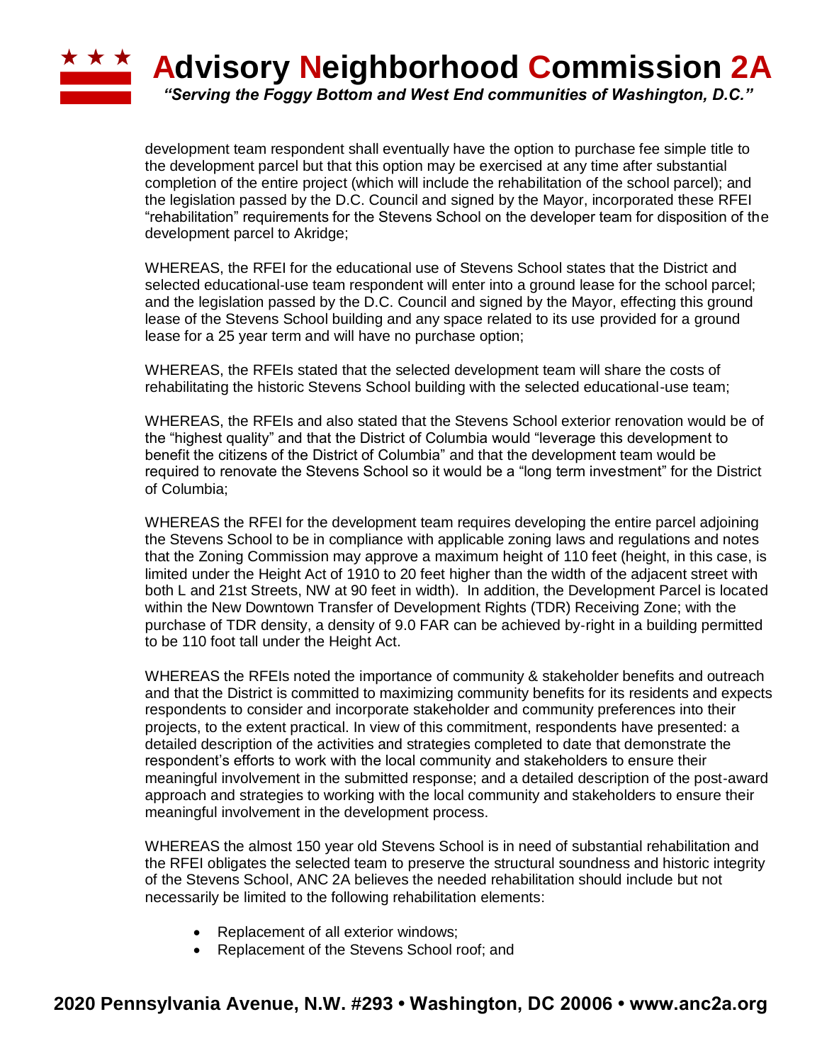development team respondent shall eventually have the option to purchase fee simple title to the development parcel but that this option may be exercised at any time after substantial completion of the entire project (which will include the rehabilitation of the school parcel); and the legislation passed by the D.C. Council and signed by the Mayor, incorporated these RFEI "rehabilitation" requirements for the Stevens School on the developer team for disposition of the development parcel to Akridge;

WHEREAS, the RFEI for the educational use of Stevens School states that the District and selected educational-use team respondent will enter into a ground lease for the school parcel; and the legislation passed by the D.C. Council and signed by the Mayor, effecting this ground lease of the Stevens School building and any space related to its use provided for a ground lease for a 25 year term and will have no purchase option;

WHEREAS, the RFEIs stated that the selected development team will share the costs of rehabilitating the historic Stevens School building with the selected educational-use team;

WHEREAS, the RFEIs and also stated that the Stevens School exterior renovation would be of the "highest quality" and that the District of Columbia would "leverage this development to benefit the citizens of the District of Columbia" and that the development team would be required to renovate the Stevens School so it would be a "long term investment" for the District of Columbia;

WHEREAS the RFEI for the development team requires developing the entire parcel adjoining the Stevens School to be in compliance with applicable zoning laws and regulations and notes that the Zoning Commission may approve a maximum height of 110 feet (height, in this case, is limited under the Height Act of 1910 to 20 feet higher than the width of the adjacent street with both L and 21st Streets, NW at 90 feet in width). In addition, the Development Parcel is located within the New Downtown Transfer of Development Rights (TDR) Receiving Zone; with the purchase of TDR density, a density of 9.0 FAR can be achieved by-right in a building permitted to be 110 foot tall under the Height Act.

WHEREAS the RFEIs noted the importance of community & stakeholder benefits and outreach and that the District is committed to maximizing community benefits for its residents and expects respondents to consider and incorporate stakeholder and community preferences into their projects, to the extent practical. In view of this commitment, respondents have presented: a detailed description of the activities and strategies completed to date that demonstrate the respondent's efforts to work with the local community and stakeholders to ensure their meaningful involvement in the submitted response; and a detailed description of the post-award approach and strategies to working with the local community and stakeholders to ensure their meaningful involvement in the development process.

WHEREAS the almost 150 year old Stevens School is in need of substantial rehabilitation and the RFEI obligates the selected team to preserve the structural soundness and historic integrity of the Stevens School, ANC 2A believes the needed rehabilitation should include but not necessarily be limited to the following rehabilitation elements:

- Replacement of all exterior windows;
- Replacement of the Stevens School roof; and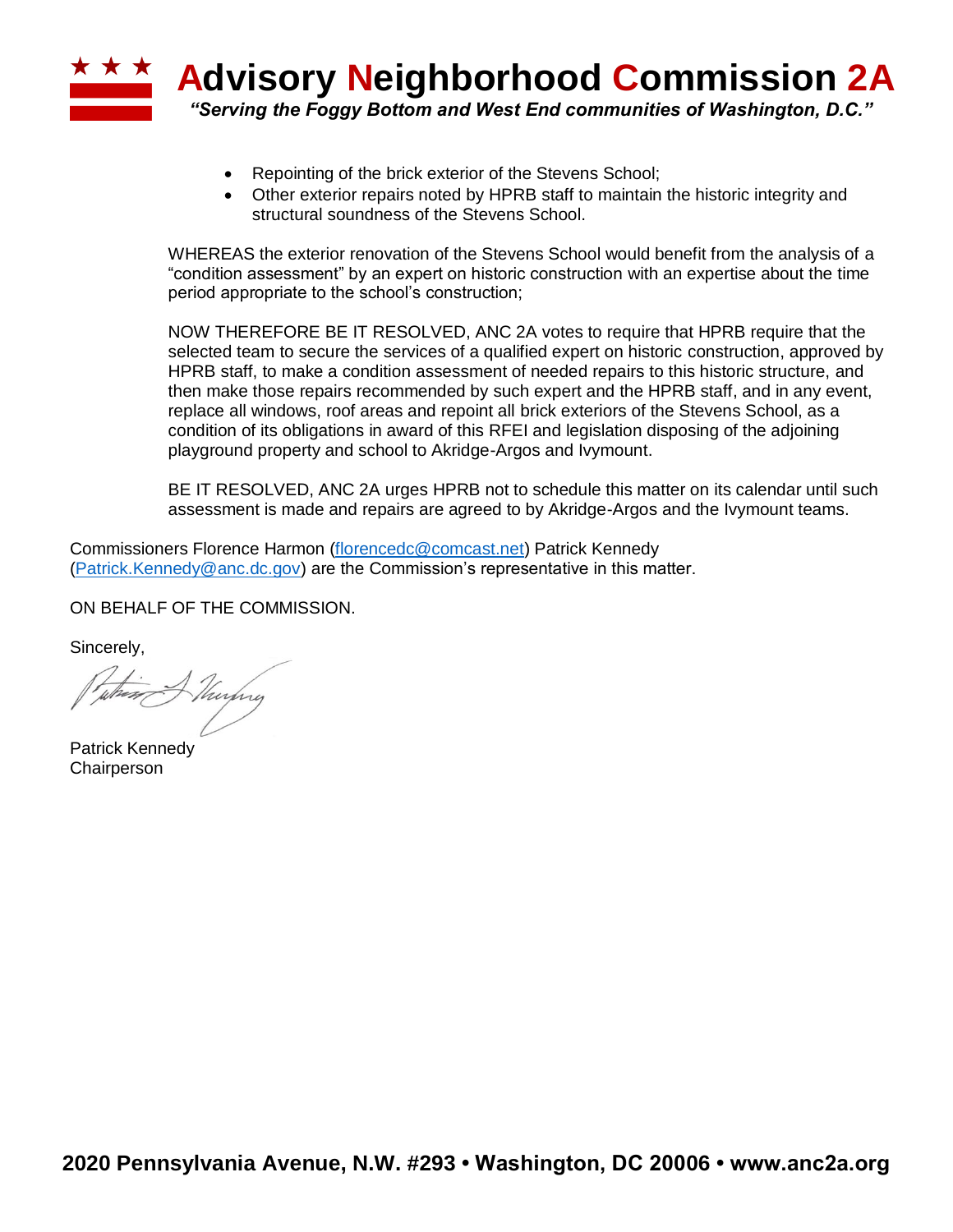- Repointing of the brick exterior of the Stevens School;
- Other exterior repairs noted by HPRB staff to maintain the historic integrity and structural soundness of the Stevens School.

WHEREAS the exterior renovation of the Stevens School would benefit from the analysis of a "condition assessment" by an expert on historic construction with an expertise about the time period appropriate to the school's construction;

NOW THEREFORE BE IT RESOLVED, ANC 2A votes to require that HPRB require that the selected team to secure the services of a qualified expert on historic construction, approved by HPRB staff, to make a condition assessment of needed repairs to this historic structure, and then make those repairs recommended by such expert and the HPRB staff, and in any event, replace all windows, roof areas and repoint all brick exteriors of the Stevens School, as a condition of its obligations in award of this RFEI and legislation disposing of the adjoining playground property and school to Akridge-Argos and Ivymount.

BE IT RESOLVED, ANC 2A urges HPRB not to schedule this matter on its calendar until such assessment is made and repairs are agreed to by Akridge-Argos and the Ivymount teams.

Commissioners Florence Harmon (florencedc@comcast.net) Patrick Kennedy (Patrick.Kennedy@anc.dc.gov) are the Commission's representative in this matter.

ON BEHALF OF THE COMMISSION.

Sincerely,

Patrick Kennedy
Chairperson